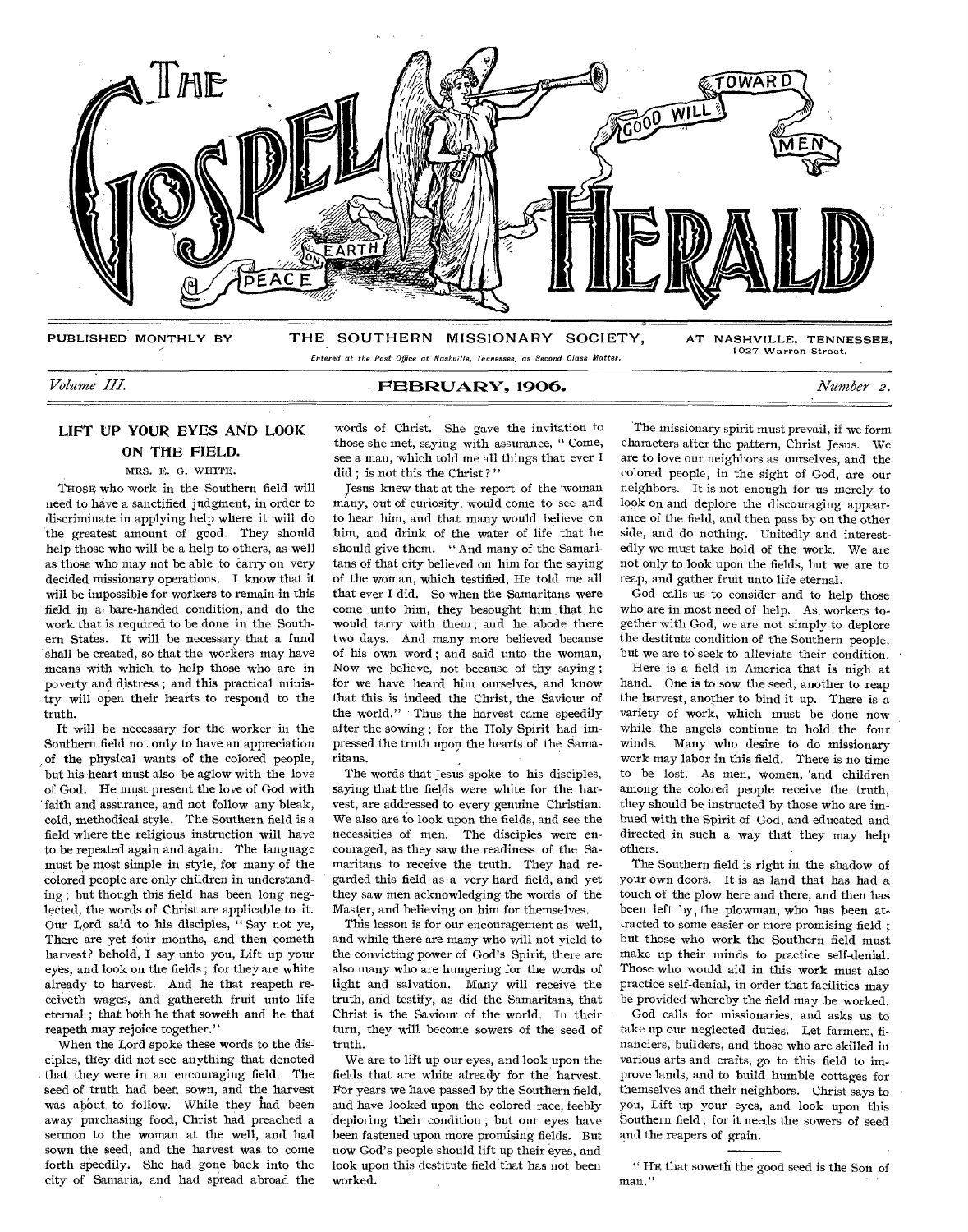# THE GOSPEL HERALD

PEACE ON EARTH — GOOD WILL TOWARD MEN

PUBLISHED MONTHLY BY THE SOUTHERN MISSIONARY SOCIETY, AT NASHVILLE, TENNESSEE, 1027 Warren Street.

*Entered at the Post Office at Nashville, Tennessee, as Second Class Matter.*

*Volume III.* **FEBRUARY, 1906.** *Number 2.*

## LIFT UP YOUR EYES AND LOOK ON THE FIELD.

MRS. E. G. WHITE.

THOSE who work in the Southern field will need to have a sanctified judgment, in order to discriminate in applying help where it will do the greatest amount of good. They should help those who will be a help to others, as well as those who may not be able to carry on very decided missionary operations. I know that it will be impossible for workers to remain in this field in a bare-handed condition, and do the work that is required to be done in the Southern States. It will be necessary that a fund shall be created, so that the workers may have means with which to help those who are in poverty and distress; and this practical ministry will open their hearts to respond to the truth.

It will be necessary for the worker in the Southern field not only to have an appreciation of the physical wants of the colored people, but his heart must also be aglow with the love of God. He must present the love of God with faith and assurance, and not follow any bleak, cold, methodical style. The Southern field is a field where the religious instruction will have to be repeated again and again. The language must be most simple in style, for many of the colored people are only children in understanding; but though this field has been long neglected, the words of Christ are applicable to it. Our Lord said to his disciples, "Say not ye, There are yet four months, and then cometh harvest? behold, I say unto you, Lift up your eyes, and look on the fields; for they are white already to harvest. And he that reapeth receiveth wages, and gathereth fruit unto life eternal; that both he that soweth and he that reapeth may rejoice together."

When the Lord spoke these words to the disciples, they did not see anything that denoted that they were in an encouraging field. The seed of truth had been sown, and the harvest was about to follow. While they had been away purchasing food, Christ had preached a sermon to the woman at the well, and had sown the seed, and the harvest was to come forth speedily. She had gone back into the city of Samaria, and had spread abroad the words of Christ. She gave the invitation to those she met, saying with assurance, "Come, see a man, which told me all things that ever I did; is not this the Christ?"

Jesus knew that at the report of the woman many, out of curiosity, would come to see and to hear him, and that many would believe on him, and drink of the water of life that he should give them. "And many of the Samaritans of that city believed on him for the saying of the woman, which testified, He told me all that ever I did. So when the Samaritans were come unto him, they besought him that he would tarry with them; and he abode there two days. And many more believed because of his own word; and said unto the woman, Now we believe, not because of thy saying; for we have heard him ourselves, and know that this is indeed the Christ, the Saviour of the world." Thus the harvest came speedily after the sowing; for the Holy Spirit had impressed the truth upon the hearts of the Samaritans.

The words that Jesus spoke to his disciples, saying that the fields were white for the harvest, are addressed to every genuine Christian. We also are to look upon the fields, and see the necessities of men. The disciples were encouraged, as they saw the readiness of the Samaritans to receive the truth. They had regarded this field as a very hard field, and yet they saw men acknowledging the words of the Master, and believing on him for themselves.

This lesson is for our encouragement as well, and while there are many who will not yield to the convicting power of God's Spirit, there are also many who are hungering for the words of light and salvation. Many will receive the truth, and testify, as did the Samaritans, that Christ is the Saviour of the world. In their turn, they will become sowers of the seed of truth.

We are to lift up our eyes, and look upon the fields that are white already for the harvest. For years we have passed by the Southern field, and have looked upon the colored race, feebly deploring their condition; but our eyes have been fastened upon more promising fields. But now God's people should lift up their eyes, and look upon this destitute field that has not been worked.

The missionary spirit must prevail, if we form characters after the pattern, Christ Jesus. We are to love our neighbors as ourselves, and the colored people, in the sight of God, are our neighbors. It is not enough for us merely to look on and deplore the discouraging appearance of the field, and then pass by on the other side, and do nothing. Unitedly and interestedly we must take hold of the work. We are not only to look upon the fields, but we are to reap, and gather fruit unto life eternal.

God calls us to consider and to help those who are in most need of help. As workers together with God, we are not simply to deplore the destitute condition of the Southern people, but we are to seek to alleviate their condition.

Here is a field in America that is nigh at hand. One is to sow the seed, another to reap the harvest, another to bind it up. There is a variety of work, which must be done now while the angels continue to hold the four winds. Many who desire to do missionary work may labor in this field. There is no time to be lost. As men, women, and children among the colored people receive the truth, they should be instructed by those who are imbued with the Spirit of God, and educated and directed in such a way that they may help others.

The Southern field is right in the shadow of your own doors. It is as land that has had a touch of the plow here and there, and then has been left by the plowman, who has been attracted to some easier or more promising field; but those who work the Southern field must make up their minds to practice self-denial. Those who would aid in this work must also practice self-denial, in order that facilities may be provided whereby the field may be worked.

God calls for missionaries, and asks us to take up our neglected duties. Let farmers, financiers, builders, and those who are skilled in various arts and crafts, go to this field to improve lands, and to build humble cottages for themselves and their neighbors. Christ says to you, Lift up your eyes, and look upon this Southern field; for it needs the sowers of seed and the reapers of grain.

---

"HE that soweth the good seed is the Son of man."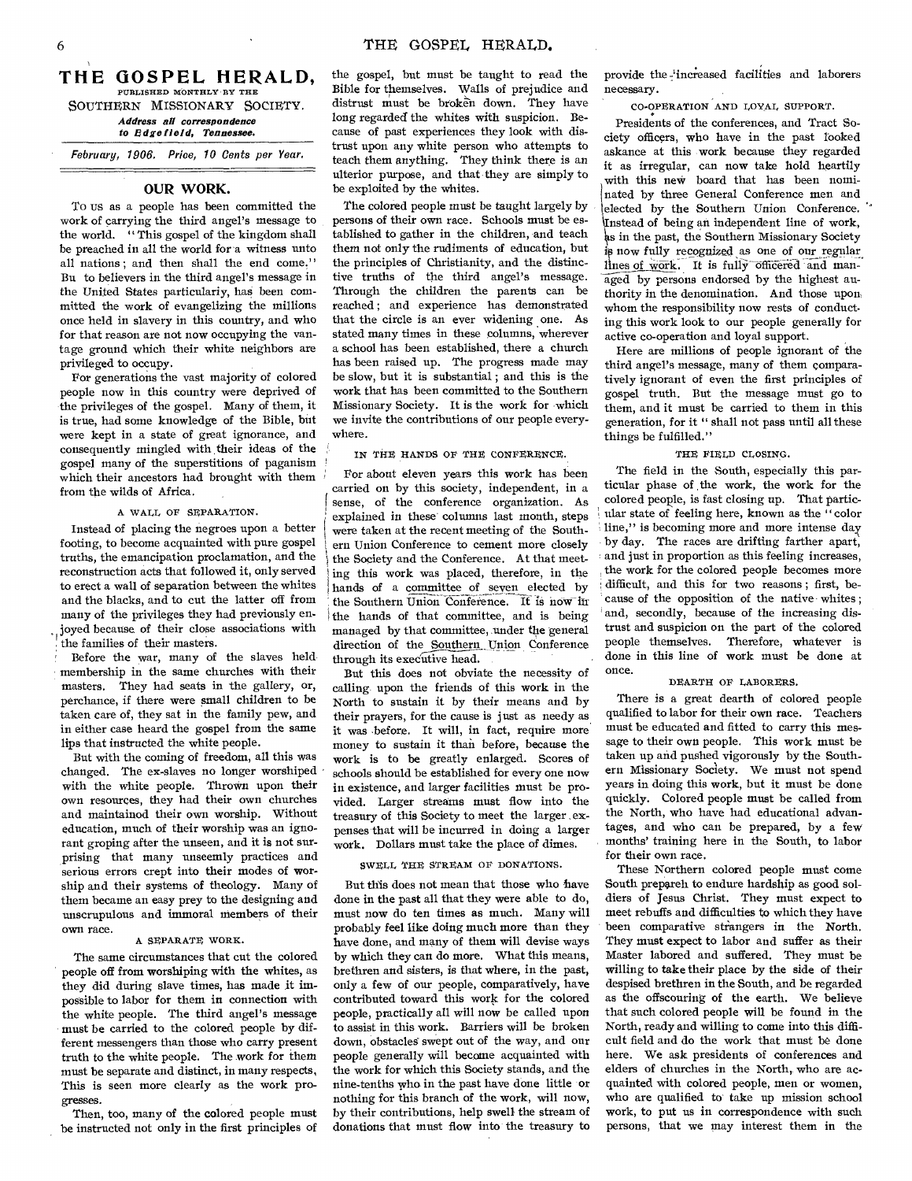# THE GOSPEL HERALD,

PUBLISHED MONTHLY BY THE

SOUTHERN MISSIONARY SOCIETY.

*Address all correspondence to Edgefield, Tennessee.*

*February, 1906. Price, 10 Cents per Year.*

## OUR WORK.

To us as a people has been committed the work of carrying the third angel's message to the world. "This gospel of the kingdom shall be preached in all the world for a witness unto all nations; and then shall the end come." Bu to believers in the third angel's message in the United States particularly, has been committed the work of evangelizing the millions once held in slavery in this country, and who for that reason are not now occupying the vantage ground which their white neighbors are privileged to occupy.

For generations the vast majority of colored people now in this country were deprived of the privileges of the gospel. Many of them, it is true, had some knowledge of the Bible, but were kept in a state of great ignorance, and consequently mingled with their ideas of the gospel many of the superstitions of paganism which their ancestors had brought with them from the wilds of Africa.

### A WALL OF SEPARATION.

Instead of placing the negroes upon a better footing, to become acquainted with pure gospel truths, the emancipation proclamation, and the reconstruction acts that followed it, only served to erect a wall of separation between the whites and the blacks, and to cut the latter off from many of the privileges they had previously enjoyed because of their close associations with the families of their masters.

Before the war, many of the slaves held membership in the same churches with their masters. They had seats in the gallery, or, perchance, if there were small children to be taken care of, they sat in the family pew, and in either case heard the gospel from the same lips that instructed the white people.

But with the coming of freedom, all this was changed. The ex-slaves no longer worshiped with the white people. Thrown upon their own resources, they had their own churches and maintained their own worship. Without education, much of their worship was an ignorant groping after the unseen, and it is not surprising that many unseemly practices and serious errors crept into their modes of worship and their systems of theology. Many of them became an easy prey to the designing and unscrupulous and immoral members of their own race.

### A SEPARATE WORK.

The same circumstances that cut the colored people off from worshiping with the whites, as they did during slave times, has made it impossible to labor for them in connection with the white people. The third angel's message must be carried to the colored people by different messengers than those who carry present truth to the white people. The work for them must be separate and distinct, in many respects, This is seen more clearly as the work progresses.

Then, too, many of the colored people must be instructed not only in the first principles of the gospel, but must be taught to read the Bible for themselves. Walls of prejudice and distrust must be broken down. They have long regarded the whites with suspicion. Because of past experiences they look with distrust upon any white person who attempts to teach them anything. They think there is an ulterior purpose, and that they are simply to be exploited by the whites.

The colored people must be taught largely by persons of their own race. Schools must be established to gather in the children, and teach them not only the rudiments of education, but the principles of Christianity, and the distinctive truths of the third angel's message. Through the children the parents can be reached; and experience has demonstrated that the circle is an ever widening one. As stated many times in these columns, wherever a school has been established, there a church has been raised up. The progress made may be slow, but it is substantial; and this is the work that has been committed to the Southern Missionary Society. It is the work for which we invite the contributions of our people everywhere.

### IN THE HANDS OF THE CONFERENCE.

For about eleven years this work has been carried on by this society, independent, in a sense, of the conference organization. As explained in these columns last month, steps were taken at the recent meeting of the Southern Union Conference to cement more closely the Society and the Conference. At that meeting this work was placed, therefore, in the hands of a committee of seven elected by the Southern Union Conference. It is now in the hands of that committee, and is being managed by that committee, under the general direction of the Southern Union Conference through its executive head.

But this does not obviate the necessity of calling upon the friends of this work in the North to sustain it by their means and by their prayers, for the cause is just as needy as it was before. It will, in fact, require more money to sustain it than before, because the work is to be greatly enlarged. Scores of schools should be established for every one now in existence, and larger facilities must be provided. Larger streams must flow into the treasury of this Society to meet the larger expenses that will be incurred in doing a larger work. Dollars must take the place of dimes.

### SWELL THE STREAM OF DONATIONS.

But this does not mean that those who have done in the past all that they were able to do, must now do ten times as much. Many will probably feel like doing much more than they have done, and many of them will devise ways by which they can do more. What this means, brethren and sisters, is that where, in the past, only a few of our people, comparatively, have contributed toward this work for the colored people, practically all will now be called upon to assist in this work. Barriers will be broken down, obstacles swept out of the way, and our people generally will become acquainted with the work for which this Society stands, and the nine-tenths who in the past have done little or nothing for this branch of the work, will now, by their contributions, help swell the stream of donations that must flow into the treasury to provide the increased facilities and laborers necessary.

### CO-OPERATION AND LOYAL SUPPORT.

Presidents of the conferences, and Tract Society officers, who have in the past looked askance at this work because they regarded it as irregular, can now take hold heartily with this new board that has been nominated by three General Conference men and elected by the Southern Union Conference. Instead of being an independent line of work, as in the past, the Southern Missionary Society is now fully recognized as one of our regular lines of work. It is fully officered and managed by persons endorsed by the highest authority in the denomination. And those upon whom the responsibility now rests of conducting this work look to our people generally for active co-operation and loyal support.

Here are millions of people ignorant of the third angel's message, many of them comparatively ignorant of even the first principles of gospel truth. But the message must go to them, and it must be carried to them in this generation, for it "shall not pass until all these things be fulfilled."

### THE FIELD CLOSING.

The field in the South, especially this particular phase of the work, the work for the colored people, is fast closing up. That particular state of feeling here, known as the "color line," is becoming more and more intense day by day. The races are drifting farther apart, and just in proportion as this feeling increases, the work for the colored people becomes more difficult, and this for two reasons; first, because of the opposition of the native whites; and, secondly, because of the increasing distrust and suspicion on the part of the colored people themselves. Therefore, whatever is done in this line of work must be done at once.

### DEARTH OF LABORERS.

There is a great dearth of colored people qualified to labor for their own race. Teachers must be educated and fitted to carry this message to their own people. This work must be taken up and pushed vigorously by the Southern Missionary Society. We must not spend years in doing this work, but it must be done quickly. Colored people must be called from the North, who have had educational advantages, and who can be prepared, by a few months' training here in the South, to labor for their own race.

These Northern colored people must come South prepared to endure hardship as good soldiers of Jesus Christ. They must expect to meet rebuffs and difficulties to which they have been comparative strangers in the North. They must expect to labor and suffer as their Master labored and suffered. They must be willing to take their place by the side of their despised brethren in the South, and be regarded as the offscouring of the earth. We believe that such colored people will be found in the North, ready and willing to come into this difficult field and do the work that must be done here. We ask presidents of conferences and elders of churches in the North, who are acquainted with colored people, men or women, who are qualified to take up mission school work, to put us in correspondence with such persons, that we may interest them in the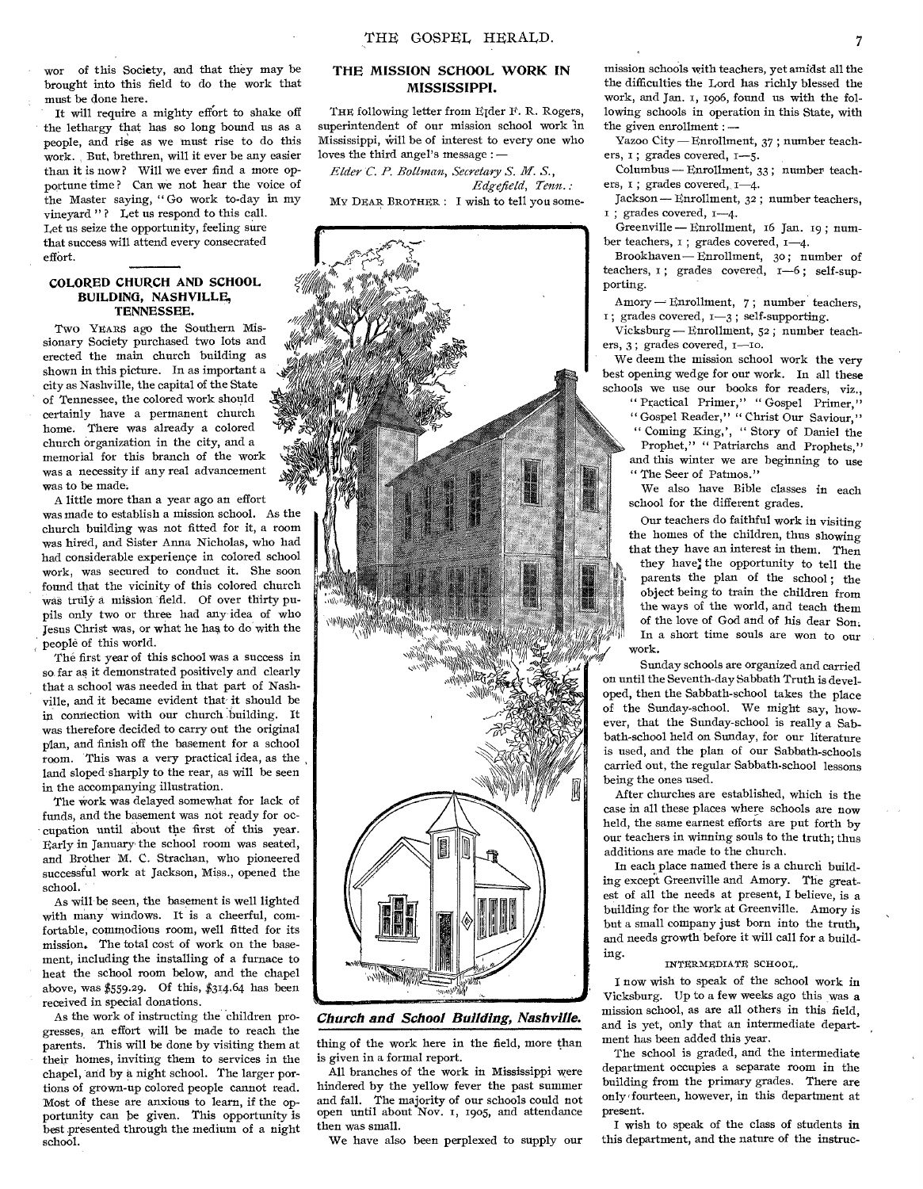wor of this Society, and that they may be brought into this field to do the work that must be done here.

It will require a mighty effort to shake off the lethargy that has so long bound us as a people, and rise as we must rise to do this work. But, brethren, will it ever be any easier than it is now? Will we ever find a more opportune time? Can we not hear the voice of the Master saying, "Go work to-day in my vineyard"? Let us respond to this call. Let us seize the opportunity, feeling sure that success will attend every consecrated effort.

## COLORED CHURCH AND SCHOOL BUILDING, NASHVILLE, TENNESSEE.

Two YEARS ago the Southern Missionary Society purchased two lots and erected the main church building as shown in this picture. In as important a city as Nashville, the capital of the State of Tennessee, the colored work should certainly have a permanent church home. There was already a colored church organization in the city, and a memorial for this branch of the work was a necessity if any real advancement was to be made.

A little more than a year ago an effort was made to establish a mission school. As the church building was not fitted for it, a room was hired, and Sister Anna Nicholas, who had had considerable experience in colored school work, was secured to conduct it. She soon found that the vicinity of this colored church was truly a mission field. Of over thirty pupils only two or three had any idea of who Jesus Christ was, or what he has to do with the people of this world.

The first year of this school was a success in so far as it demonstrated positively and clearly that a school was needed in that part of Nashville, and it became evident that it should be in connection with our church building. It was therefore decided to carry out the original plan, and finish off the basement for a school room. This was a very practical idea, as the land sloped sharply to the rear, as will be seen in the accompanying illustration.

The work was delayed somewhat for lack of funds, and the basement was not ready for occupation until about the first of this year. Early in January the school room was seated, and Brother M. C. Strachan, who pioneered successful work at Jackson, Miss., opened the school.

As will be seen, the basement is well lighted with many windows. It is a cheerful, comfortable, commodious room, well fitted for its mission. The total cost of work on the basement, including the installing of a furnace to heat the school room below, and the chapel above, was $559.29. Of this, $314.64 has been received in special donations.

As the work of instructing the children progresses, an effort will be made to reach the parents. This will be done by visiting them at their homes, inviting them to services in the chapel, and by a night school. The larger portions of grown-up colored people cannot read. Most of these are anxious to learn, if the opportunity can be given. This opportunity is best presented through the medium of a night school.

## THE MISSION SCHOOL WORK IN MISSISSIPPI.

THE following letter from Elder F. R. Rogers, superintendent of our mission school work in Mississippi, will be of interest to every one who loves the third angel's message: —

*Elder C. P. Bollman, Secretary S. M. S., Edgefield, Tenn.:*

MY DEAR BROTHER: I wish to tell you something of the work here in the field, more than is given in a formal report.

*Church and School Building, Nashville.*

All branches of the work in Mississippi were hindered by the yellow fever the past summer and fall. The majority of our schools could not open until about Nov. 1, 1905, and attendance then was small.

We have also been perplexed to supply our mission schools with teachers, yet amidst all the the difficulties the Lord has richly blessed the work, and Jan. 1, 1906, found us with the following schools in operation in this State, with the given enrollment: —

Yazoo City — Enrollment, 37; number teachers, 1; grades covered, 1—5.

Columbus — Enrollment, 33; number teachers, 1; grades covered, 1—4.

Jackson — Enrollment, 32; number teachers, 1; grades covered, 1—4.

Greenville — Enrollment, 16 Jan. 19; number teachers, 1; grades covered, 1—4.

Brookhaven — Enrollment, 30; number of teachers, 1; grades covered, 1—6; self-supporting.

Amory — Enrollment, 7; number teachers, 1; grades covered, 1—3; self-supporting.

Vicksburg — Enrollment, 52; number teachers, 3; grades covered, 1—10.

We deem the mission school work the very best opening wedge for our work. In all these schools we use our books for readers, viz., "Practical Primer," "Gospel Primer," "Gospel Reader," "Christ Our Saviour," "Coming King," "Story of Daniel the Prophet," "Patriarchs and Prophets," and this winter we are beginning to use "The Seer of Patmos."

We also have Bible classes in each school for the different grades.

Our teachers do faithful work in visiting the homes of the children, thus showing that they have an interest in them. Then they have the opportunity to tell the parents the plan of the school; the object being to train the children from the ways of the world, and teach them of the love of God and of his dear Son. In a short time souls are won to our work.

Sunday schools are organized and carried on until the Seventh-day Sabbath Truth is developed, then the Sabbath-school takes the place of the Sunday-school. We might say, however, that the Sunday-school is really a Sabbath-school held on Sunday, for our literature is used, and the plan of our Sabbath-schools carried out, the regular Sabbath-school lessons being the ones used.

After churches are established, which is the case in all these places where schools are now held, the same earnest efforts are put forth by our teachers in winning souls to the truth; thus additions are made to the church.

In each place named there is a church building except Greenville and Amory. The greatest of all the needs at present, I believe, is a building for the work at Greenville. Amory is but a small company just born into the truth, and needs growth before it will call for a building.

### INTERMEDIATE SCHOOL.

I now wish to speak of the school work in Vicksburg. Up to a few weeks ago this was a mission school, as are all others in this field, and is yet, only that an intermediate department has been added this year.

The school is graded, and the intermediate department occupies a separate room in the building from the primary grades. There are only fourteen, however, in this department at present.

I wish to speak of the class of students in this department, and the nature of the instruc-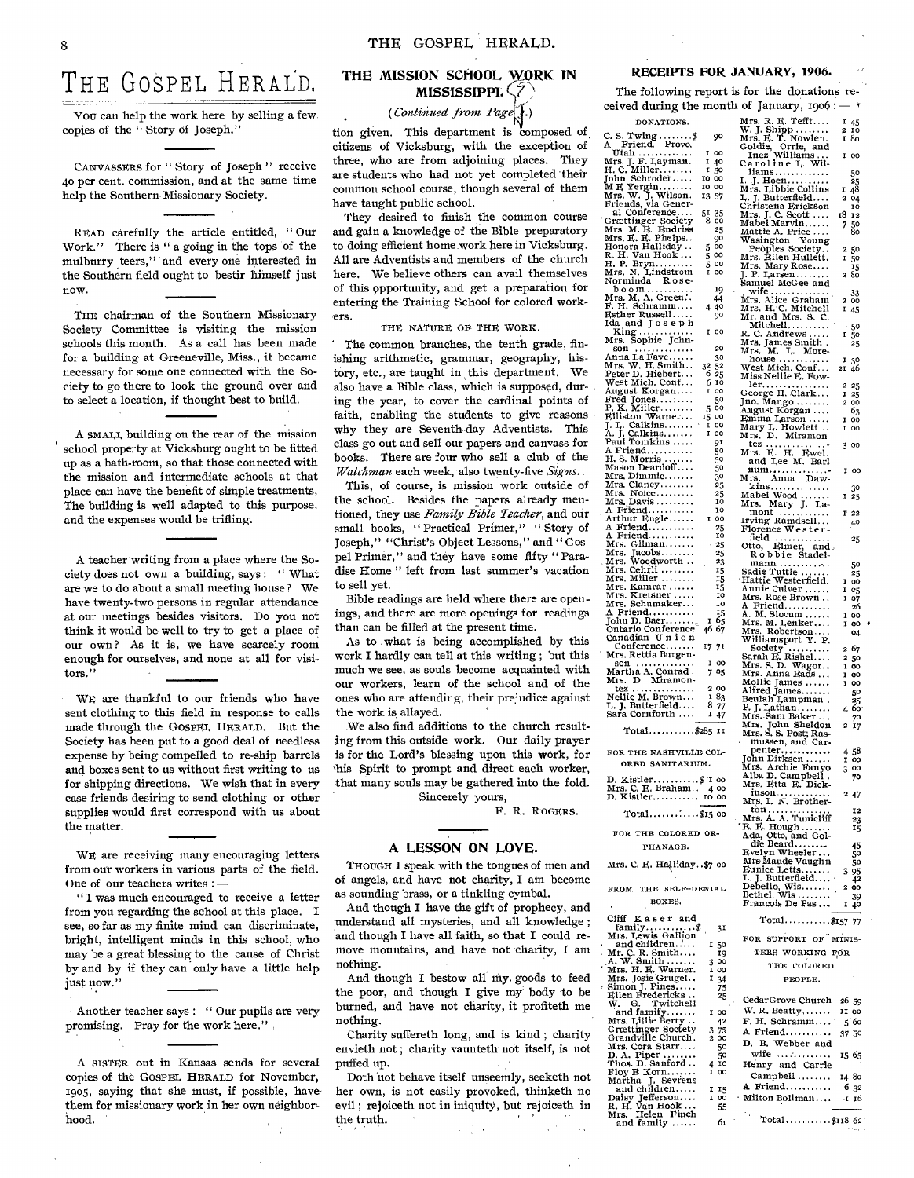# THE GOSPEL HERALD.

YOU can help the work here by selling a few copies of the "Story of Joseph."

CANVASSERS for "Story of Joseph" receive 40 per cent. commission, and at the same time help the Southern Missionary Society.

READ carefully the article entitled, "Our Work." There is "a going in the tops of the mulberry teers," and every one interested in the Southern field ought to bestir himself just now.

THE chairman of the Southern Missionary Society Committee is visiting the mission schools this month. As a call has been made for a building at Greeneville, Miss., it became necessary for some one connected with the Society to go there to look the ground over and to select a location, if thought best to build.

A SMALL building on the rear of the mission school property at Vicksburg ought to be fitted up as a bath-room, so that those connected with the mission and intermediate schools at that place can have the benefit of simple treatments, The building is well adapted to this purpose, and the expenses would be trifling.

A teacher writing from a place where the Society does not own a building, says: "What are we to do about a small meeting house? We have twenty-two persons in regular attendance at our meetings besides visitors. Do you not think it would be well to try to get a place of our own? As it is, we have scarcely room enough for ourselves, and none at all for visitors."

WE are thankful to our friends who have sent clothing to this field in response to calls made through the GOSPEL HERALD. But the Society has been put to a good deal of needless expense by being compelled to re-ship barrels and boxes sent to us without first writing to us for shipping directions. We wish that in every case friends desiring to send clothing or other supplies would first correspond with us about the matter.

WE are receiving many encouraging letters from our workers in various parts of the field. One of our teachers writes: —

"I was much encouraged to receive a letter from you regarding the school at this place. I see, so far as my finite mind can discriminate, bright, intelligent minds in this school, who may be a great blessing to the cause of Christ by and by if they can only have a little help just now."

Another teacher says: "Our pupils are very promising. Pray for the work here."

A SISTER out in Kansas sends for several copies of the GOSPEL HERALD for November, 1905, saying that she must, if possible, have them for missionary work in her own neighborhood.

## THE MISSION SCHOOL WORK IN MISSISSIPPI.

*(Continued from Page 7.)*

tion given. This department is composed of citizens of Vicksburg, with the exception of three, who are from adjoining places. They are students who had not yet completed their common school course, though several of them have taught public school.

They desired to finish the common course and gain a knowledge of the Bible preparatory to doing efficient home work here in Vicksburg. All are Adventists and members of the church here. We believe others can avail themselves of this opportunity, and get a preparation for entering the Training School for colored workers.

### THE NATURE OF THE WORK.

The common branches, the tenth grade, finishing arithmetic, grammar, geography, history, etc., are taught in this department. We also have a Bible class, which is supposed, during the year, to cover the cardinal points of faith, enabling the students to give reasons why they are Seventh-day Adventists. This class go out and sell our papers and canvass for books. There are four who sell a club of the *Watchman* each week, also twenty-five *Signs*.

This, of course, is mission work outside of the school. Besides the papers already mentioned, they use *Family Bible Teacher*, and our small books, "Practical Primer," "Story of Joseph," "Christ's Object Lessons," and "Gospel Primer," and they have some fifty "Paradise Home" left from last summer's vacation to sell yet.

Bible readings are held where there are openings, and there are more openings for readings than can be filled at the present time.

As to what is being accomplished by this work I hardly can tell at this writing; but this much we see, as souls become acquainted with our workers, learn of the school and of the ones who are attending, their prejudice against the work is allayed.

We also find additions to the church resulting from this outside work. Our daily prayer is for the Lord's blessing upon this work, for this Spirit to prompt and direct each worker, that many souls may be gathered into the fold.

Sincerely yours,

F. R. ROGERS.

## A LESSON ON LOVE.

THOUGH I speak with the tongues of men and of angels, and have not charity, I am become as sounding brass, or a tinkling cymbal.

And though I have the gift of prophecy, and understand all mysteries, and all knowledge; and though I have all faith, so that I could remove mountains, and have not charity, I am nothing.

And though I bestow all my goods to feed the poor, and though I give my body to be burned, and have not charity, it profiteth me nothing.

Charity suffereth long, and is kind; charity envieth not; charity vaunteth not itself, is not puffed up.

Doth not behave itself unseemly, seeketh not her own, is not easily provoked, thinketh no evil; rejoiceth not in iniquity, but rejoiceth in the truth.

## RECEIPTS FOR JANUARY, 1906.

The following report is for the donations received during the month of January, 1906: —

### DONATIONS.

| | |
|---|---|
| C. S. Twing | $ 90 |
| A Friend, Provo, Utah | 1 00 |
| Mrs. J. F. Layman | 1 40 |
| H. C. Miller | 1 50 |
| John Schroder | 10 00 |
| M E Yergin | 10 00 |
| Mrs. W. J. Wilson | 13 57 |
| Friends, via General Conference | 51 35 |
| Grættinger Society | 8 00 |
| Mrs. M. E. Endriss | 25 |
| Mrs. E. E. Phelps | 90 |
| Honora Halliday | 5 00 |
| R. H. Van Hook | 5 00 |
| H. P. Bryn | 5 00 |
| Mrs. N. Lindstrom | 1 00 |
| Norminda Roseboom | 19 |
| Mrs. M. A. Green | 44 |
| F. H. Schramm | 4 40 |
| Esther Russell | 90 |
| Ida and Joseph King | 1 00 |
| Mrs. Sophie Johnson | 20 |
| Anna La Fave | 30 |
| Mrs. W. H. Smith | 32 52 |
| Peter D. Hiebert | 6 25 |
| West Mich. Conf | 6 10 |
| August Korgan | 1 00 |
| Fred Jones | 50 |
| P. K. Miller | 5 00 |
| Elliston Warner | 15 00 |
| J. L. Calkins | 1 00 |
| A. J. Calkins | 1 00 |
| Paul Tomkins | 91 |
| A Friend | 50 |
| H. S. Morris | 50 |
| Mason Deardoff | 50 |
| Mrs. Dimmic | 30 |
| Mrs. Clancy | 25 |
| Mrs. Noice | 25 |
| Mrs. Davis | 10 |
| A Friend | 10 |
| Arthur Engle | 1 00 |
| A Friend | 25 |
| A Friend | 10 |
| Mrs. Gilman | 25 |
| Mrs. Jacobs | 25 |
| Mrs. Woodworth | 23 |
| Mrs. Cehril | 15 |
| Mrs. Miller | 15 |
| Mrs. Kamrar | 15 |
| Mrs. Kretsner | 10 |
| Mrs. Schumaker | 10 |
| A Friend | 15 |
| John D. Baer | 1 65 |
| Ontario Conference | 46 67 |
| Canadian Union Conference | 17 71 |
| Mrs. Rettia Burgenson | 1 00 |
| Martha A. Conrad | 7 05 |
| Mrs. D Miramontez | 2 00 |
| Nellie M. Brown | 1 83 |
| L. J. Butterfield | 8 77 |
| Sara Cornforth | 1 47 |
| Total | $285 11 |

### FOR THE NASHVILLE COLORED SANITARIUM.

| | |
|---|---|
| D. Kistler | $ 1 00 |
| Mrs. C. E. Braham | 4 00 |
| D. Kistler | 10 00 |
| Total | $15 00 |

### FOR THE COLORED ORPHANAGE.

| | |
|---|---|
| Mrs. C. E. Halliday | $7 00 |

### FROM THE SELF-DENIAL BOXES.

| | |
|---|---|
| Cliff Kaser and family | $ 31 |
| Mrs. Lewis Gallion and children | 1 50 |
| Mr. C. R. Smith | 19 |
| A. W. Smith | 3 00 |
| Mrs. H. E. Warner | 1 00 |
| Mrs. Josie Grugel | 1 34 |
| Simon J. Fines | 75 |
| Ellen Fredericks | 25 |
| W. G. Twitchell and family | 1 00 |
| Mrs. Lillie Berry | 42 |
| Grættinger Society | 3 75 |
| Grandville Church | 2 00 |
| Mrs. Cora Starr | 50 |
| D. A. Piper | 50 |
| Thos. D. Sanford | 4 10 |
| Floy E Korn | 1 00 |
| Martha J. Sevrens and children | 1 15 |
| Daisy Jefferson | 1 00 |
| R. H. Van Hook | 55 |
| Mrs. Helen Finch and family | 61 |
| Mrs. R. R. Tefft | 1 45 |
| W. J. Shipp | 2 10 |
| Mrs. E. T. Nowlen | 1 80 |
| Goldie, Orrie, and Inez Williams | 1 00 |
| Caroline L. Williams | 50 |
| I. J. Hoen | 25 |
| Mrs. Libbie Collins | 1 48 |
| L. J. Butterfield | 2 04 |
| Christena Erickson | 10 |
| Mrs. J. C. Scott | 18 12 |
| Mabel Marvin | 7 50 |
| Mattie A. Price | 80 |
| Washington Young Peoples Society | 2 50 |
| Mrs. Ellen Hullett | 1 50 |
| Mrs. Mary Rose | 15 |
| J. P. Larsen | 2 80 |
| Samuel McGee and wife | 33 |
| Mrs. Alice Graham | 2 00 |
| Mrs. H. C. Mitchell | 1 45 |
| Mr. and Mrs. S. C. Mitchell | 50 |
| R. C. Andrews | 1 50 |
| Mrs. James Smith | 25 |
| Mrs. M. L. Morehouse | 1 30 |
| West Mich. Conf | 21 46 |
| Miss Nellie E. Fowler | 2 25 |
| George H. Clark | 1 25 |
| Jno. Mango | 2 00 |
| August Korgan | 63 |
| Emma Larson | 1 00 |
| Mary L. Howlett | 1 00 |
| Mrs. D. Miramontez | 3 00 |
| Mrs. E. H. Ewel and Lee M. Barnum | 1 00 |
| Mrs. Anna Dawkins | 30 |
| Mabel Wood | 1 25 |
| Mrs. Mary J. Lamont | 1 22 |
| Irving Ramdsell | 40 |
| Florence Westerfield | 25 |
| Otto, Elmer, and Robbie Stadelmann | 50 |
| Sadie Tuttle | 25 |
| Hattie Westerfield | 1 00 |
| Annie Culver | 1 05 |
| Mrs. Rose Brown | 1 07 |
| A Friend | 26 |
| A. M. Slocum | 1 00 |
| Mrs. M. Lenker | 1 00 |
| Mrs. Robertson | 04 |
| Williamsport Y. P. Society | 2 67 |
| Sarah E. Rishel | 2 50 |
| Mrs. S. D. Wagor | 1 00 |
| Mrs. Anna Eads | 1 00 |
| Mollie James | 1 00 |
| Alfred James | 50 |
| Beulah Lampman | 25 |
| P. J. Lathan | 4 60 |
| Mrs. Sam Baker | 70 |
| Mrs. John Sheldon | 2 17 |
| Mrs. S. S. Post; Rasmussen, and Carpenter | 4 58 |
| John Dirksen | 1 00 |
| Mrs. Archie Fanyo | 3 00 |
| Alba D. Campbell | 70 |
| Mrs. Etta E. Dickinson | 2 47 |
| Mrs. L. N. Brotherton | 12 |
| Mrs. A. A. Tunicliff | 23 |
| E. E. Hough | 15 |
| Ada, Otto, and Goldie Beard | 45 |
| Evelyn Wheeler | 50 |
| Mrs Maude Vaughn | 50 |
| Eunice Letts | 3 95 |
| L. J. Butterfield | 42 |
| Debello, Wis | 2 00 |
| Bethel, Wis | 39 |
| Francois De Pas | 1 40 |
| Total | $157 77 |

### FOR SUPPORT OF MINISTERS WORKING FOR THE COLORED PEOPLE.

| | |
|---|---|
| CedarGrove Church | 26 59 |
| W. R. Beatty | 11 00 |
| F. H. Schramm | 5 60 |
| A Friend | 37 50 |
| D. B. Webber and wife | 15 65 |
| Henry and Carrie Campbell | 14 80 |
| A Friend | 6 32 |
| Milton Bollman | 1 16 |
| Total | $118 62 |